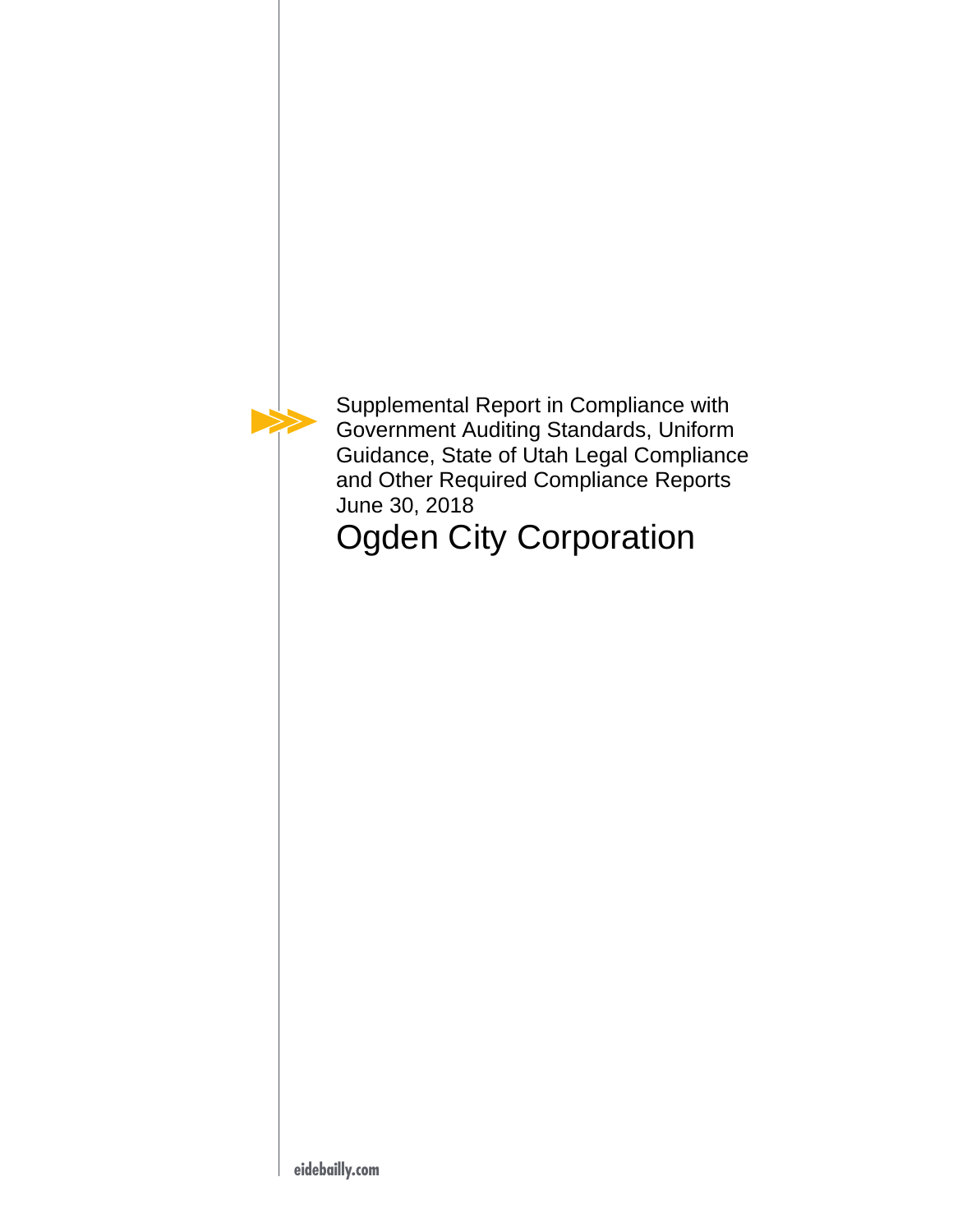Supplemental Report in Compliance with Government Auditing Standards, Uniform Guidance, State of Utah Legal Compliance and Other Required Compliance Reports

June 30, 2018

# Ogden City Corporation

eidebailly.com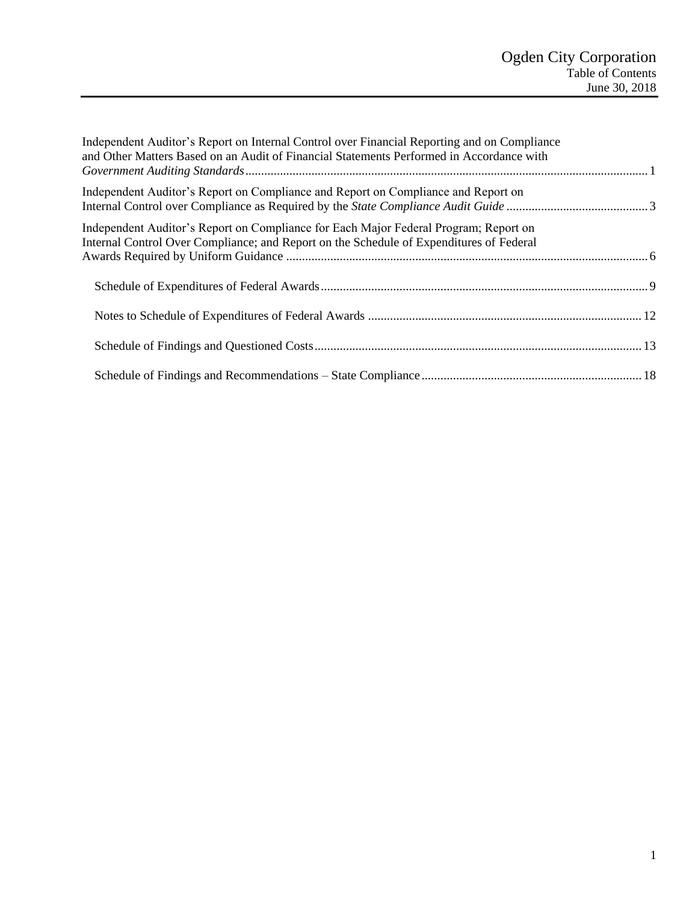# Ogden City Corporation

## Table of Contents

June 30, 2018

| | |
|---|---|
| Independent Auditor's Report on Internal Control over Financial Reporting and on Compliance and Other Matters Based on an Audit of Financial Statements Performed in Accordance with *Government Auditing Standards* | 1 |
| Independent Auditor's Report on Compliance and Report on Compliance and Report on Internal Control over Compliance as Required by the *State Compliance Audit Guide* | 3 |
| Independent Auditor's Report on Compliance for Each Major Federal Program; Report on Internal Control Over Compliance; and Report on the Schedule of Expenditures of Federal Awards Required by Uniform Guidance | 6 |
| Schedule of Expenditures of Federal Awards | 9 |
| Notes to Schedule of Expenditures of Federal Awards | 12 |
| Schedule of Findings and Questioned Costs | 13 |
| Schedule of Findings and Recommendations – State Compliance | 18 |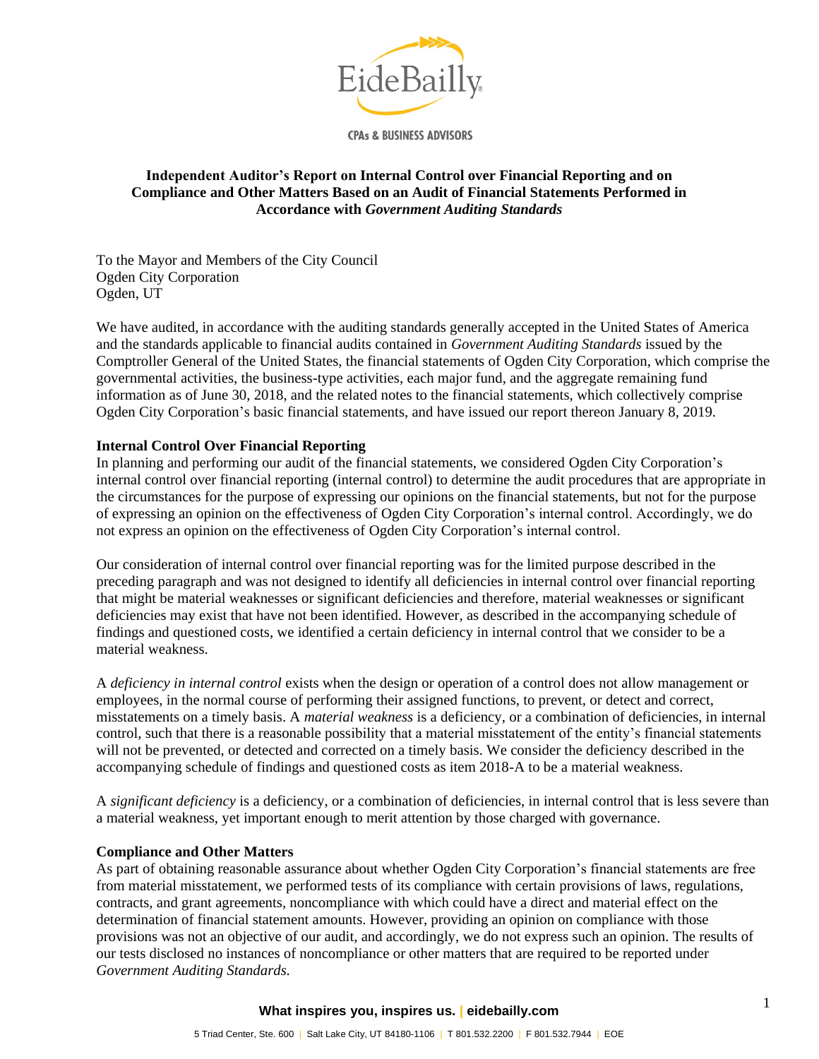EideBailly

CPAs & BUSINESS ADVISORS

**Independent Auditor's Report on Internal Control over Financial Reporting and on Compliance and Other Matters Based on an Audit of Financial Statements Performed in Accordance with *Government Auditing Standards***

To the Mayor and Members of the City Council
Ogden City Corporation
Ogden, UT

We have audited, in accordance with the auditing standards generally accepted in the United States of America and the standards applicable to financial audits contained in *Government Auditing Standards* issued by the Comptroller General of the United States, the financial statements of Ogden City Corporation, which comprise the governmental activities, the business-type activities, each major fund, and the aggregate remaining fund information as of June 30, 2018, and the related notes to the financial statements, which collectively comprise Ogden City Corporation's basic financial statements, and have issued our report thereon January 8, 2019.

**Internal Control Over Financial Reporting**

In planning and performing our audit of the financial statements, we considered Ogden City Corporation's internal control over financial reporting (internal control) to determine the audit procedures that are appropriate in the circumstances for the purpose of expressing our opinions on the financial statements, but not for the purpose of expressing an opinion on the effectiveness of Ogden City Corporation's internal control. Accordingly, we do not express an opinion on the effectiveness of Ogden City Corporation's internal control.

Our consideration of internal control over financial reporting was for the limited purpose described in the preceding paragraph and was not designed to identify all deficiencies in internal control over financial reporting that might be material weaknesses or significant deficiencies and therefore, material weaknesses or significant deficiencies may exist that have not been identified. However, as described in the accompanying schedule of findings and questioned costs, we identified a certain deficiency in internal control that we consider to be a material weakness.

A *deficiency in internal control* exists when the design or operation of a control does not allow management or employees, in the normal course of performing their assigned functions, to prevent, or detect and correct, misstatements on a timely basis. A *material weakness* is a deficiency, or a combination of deficiencies, in internal control, such that there is a reasonable possibility that a material misstatement of the entity's financial statements will not be prevented, or detected and corrected on a timely basis. We consider the deficiency described in the accompanying schedule of findings and questioned costs as item 2018-A to be a material weakness.

A *significant deficiency* is a deficiency, or a combination of deficiencies, in internal control that is less severe than a material weakness, yet important enough to merit attention by those charged with governance.

**Compliance and Other Matters**

As part of obtaining reasonable assurance about whether Ogden City Corporation's financial statements are free from material misstatement, we performed tests of its compliance with certain provisions of laws, regulations, contracts, and grant agreements, noncompliance with which could have a direct and material effect on the determination of financial statement amounts. However, providing an opinion on compliance with those provisions was not an objective of our audit, and accordingly, we do not express such an opinion. The results of our tests disclosed no instances of noncompliance or other matters that are required to be reported under *Government Auditing Standards.*

**What inspires you, inspires us. | eidebailly.com**

5 Triad Center, Ste. 600 | Salt Lake City, UT 84180-1106 | T 801.532.2200 | F 801.532.7944 | EOE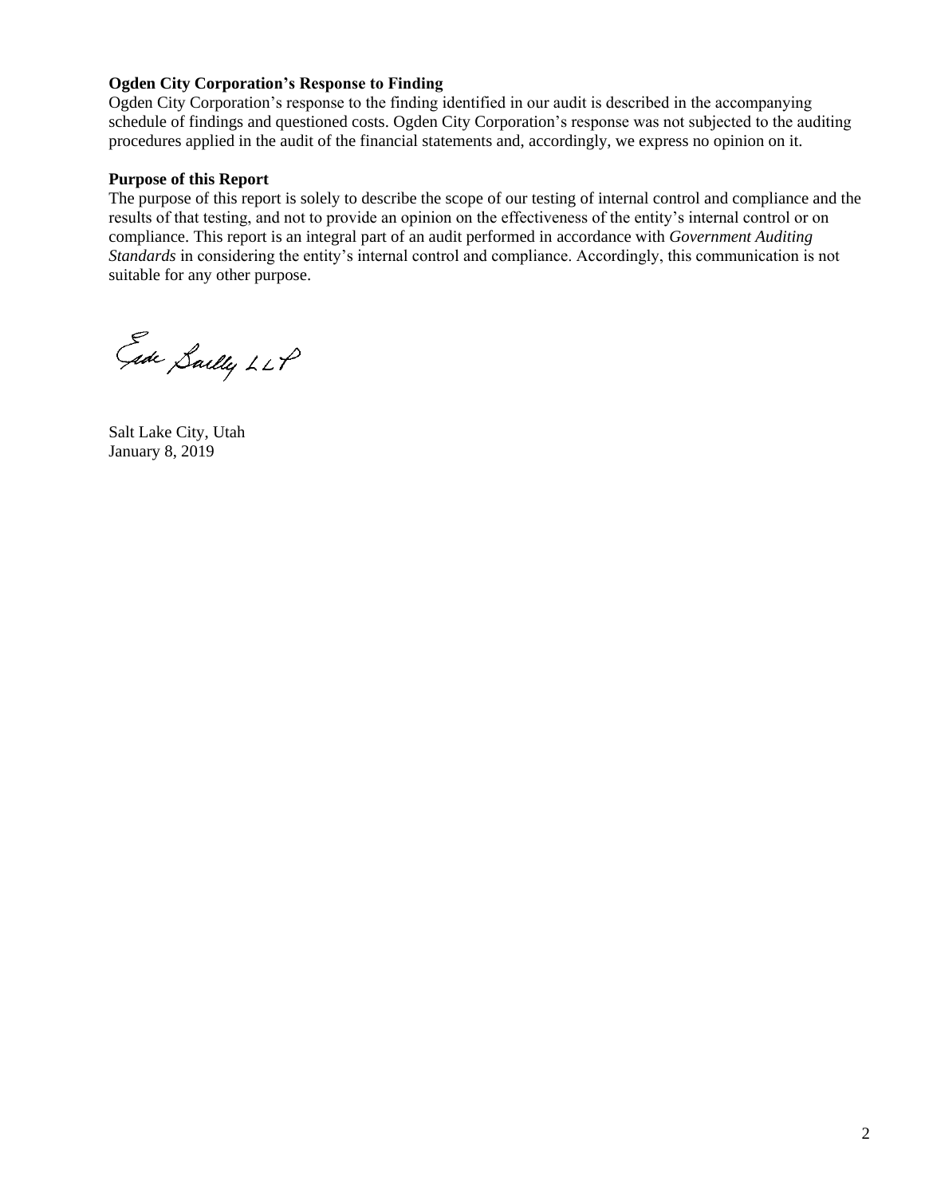**Ogden City Corporation's Response to Finding**

Ogden City Corporation's response to the finding identified in our audit is described in the accompanying schedule of findings and questioned costs. Ogden City Corporation's response was not subjected to the auditing procedures applied in the audit of the financial statements and, accordingly, we express no opinion on it.

**Purpose of this Report**

The purpose of this report is solely to describe the scope of our testing of internal control and compliance and the results of that testing, and not to provide an opinion on the effectiveness of the entity's internal control or on compliance. This report is an integral part of an audit performed in accordance with *Government Auditing Standards* in considering the entity's internal control and compliance. Accordingly, this communication is not suitable for any other purpose.

Eide Bailly LLP

Salt Lake City, Utah
January 8, 2019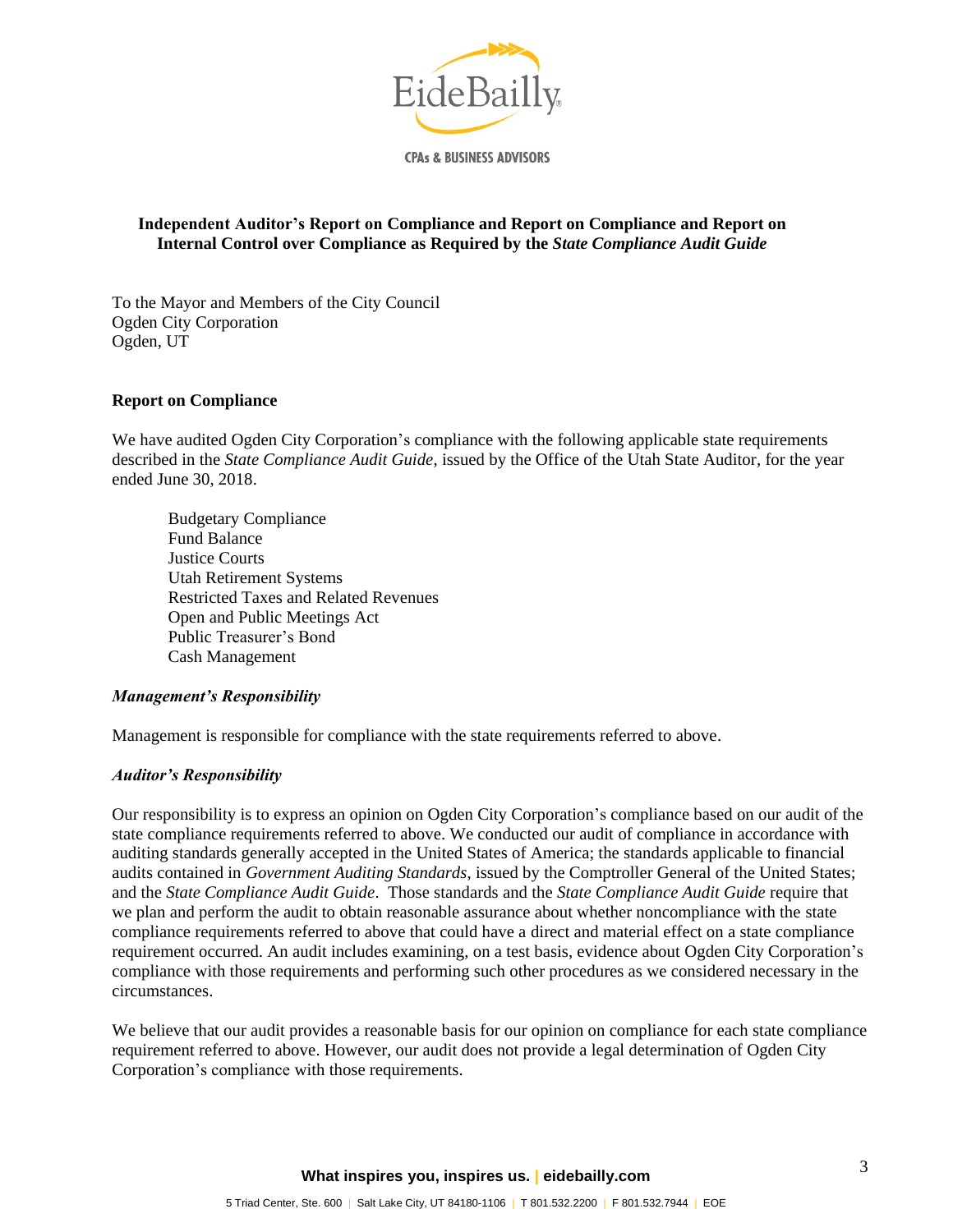EideBailly

CPAs & BUSINESS ADVISORS

## Independent Auditor's Report on Compliance and Report on Compliance and Report on Internal Control over Compliance as Required by the *State Compliance Audit Guide*

To the Mayor and Members of the City Council
Ogden City Corporation
Ogden, UT

### Report on Compliance

We have audited Ogden City Corporation's compliance with the following applicable state requirements described in the *State Compliance Audit Guide*, issued by the Office of the Utah State Auditor, for the year ended June 30, 2018.

- Budgetary Compliance
- Fund Balance
- Justice Courts
- Utah Retirement Systems
- Restricted Taxes and Related Revenues
- Open and Public Meetings Act
- Public Treasurer's Bond
- Cash Management

#### *Management's Responsibility*

Management is responsible for compliance with the state requirements referred to above.

#### *Auditor's Responsibility*

Our responsibility is to express an opinion on Ogden City Corporation's compliance based on our audit of the state compliance requirements referred to above. We conducted our audit of compliance in accordance with auditing standards generally accepted in the United States of America; the standards applicable to financial audits contained in *Government Auditing Standards*, issued by the Comptroller General of the United States; and the *State Compliance Audit Guide*. Those standards and the *State Compliance Audit Guide* require that we plan and perform the audit to obtain reasonable assurance about whether noncompliance with the state compliance requirements referred to above that could have a direct and material effect on a state compliance requirement occurred. An audit includes examining, on a test basis, evidence about Ogden City Corporation's compliance with those requirements and performing such other procedures as we considered necessary in the circumstances.

We believe that our audit provides a reasonable basis for our opinion on compliance for each state compliance requirement referred to above. However, our audit does not provide a legal determination of Ogden City Corporation's compliance with those requirements.

**What inspires you, inspires us. | eidebailly.com**

5 Triad Center, Ste. 600 | Salt Lake City, UT 84180-1106 | T 801.532.2200 | F 801.532.7944 | EOE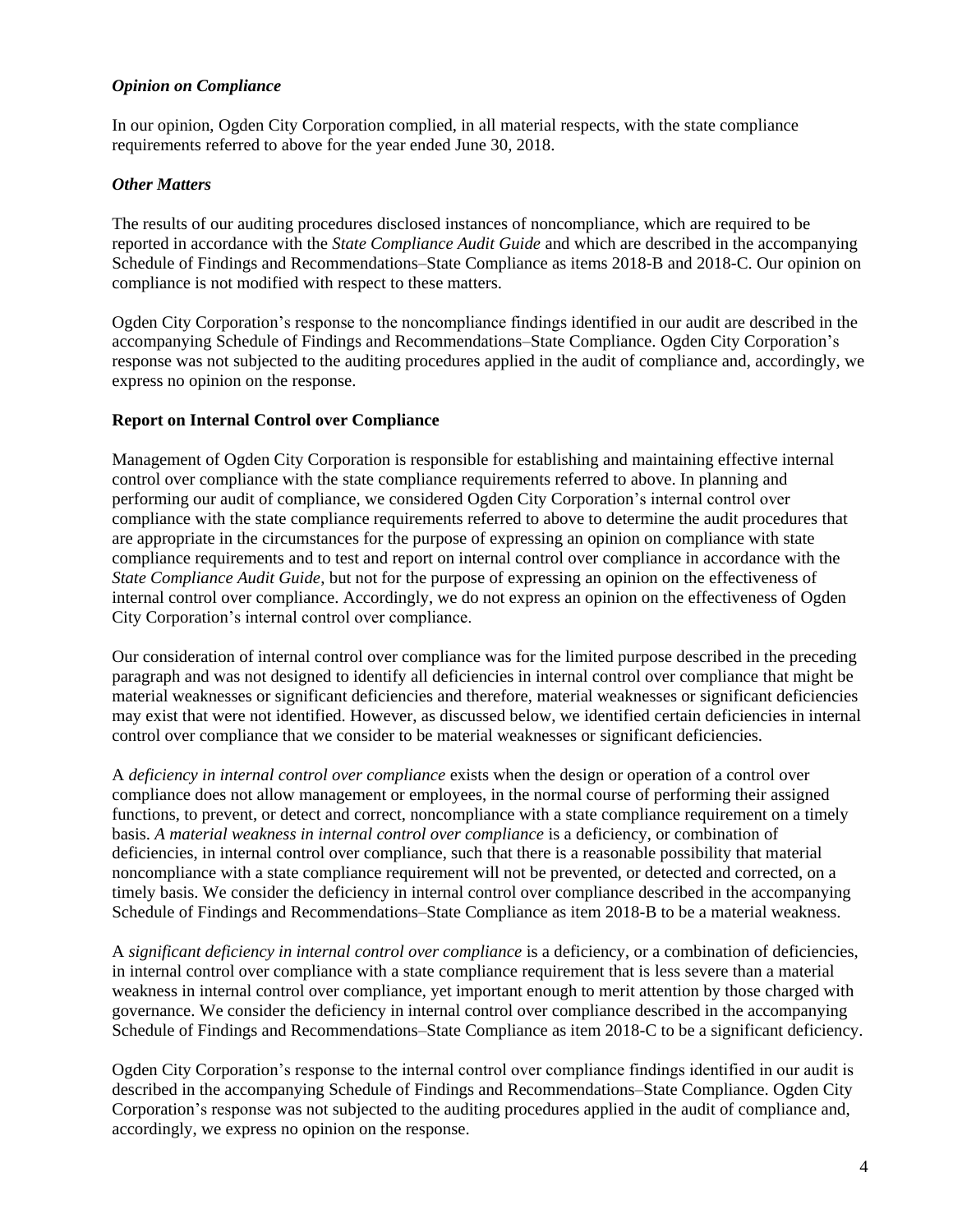### *Opinion on Compliance*

In our opinion, Ogden City Corporation complied, in all material respects, with the state compliance requirements referred to above for the year ended June 30, 2018.

### *Other Matters*

The results of our auditing procedures disclosed instances of noncompliance, which are required to be reported in accordance with the *State Compliance Audit Guide* and which are described in the accompanying Schedule of Findings and Recommendations–State Compliance as items 2018-B and 2018-C. Our opinion on compliance is not modified with respect to these matters.

Ogden City Corporation's response to the noncompliance findings identified in our audit are described in the accompanying Schedule of Findings and Recommendations–State Compliance. Ogden City Corporation's response was not subjected to the auditing procedures applied in the audit of compliance and, accordingly, we express no opinion on the response.

## **Report on Internal Control over Compliance**

Management of Ogden City Corporation is responsible for establishing and maintaining effective internal control over compliance with the state compliance requirements referred to above. In planning and performing our audit of compliance, we considered Ogden City Corporation's internal control over compliance with the state compliance requirements referred to above to determine the audit procedures that are appropriate in the circumstances for the purpose of expressing an opinion on compliance with state compliance requirements and to test and report on internal control over compliance in accordance with the *State Compliance Audit Guide*, but not for the purpose of expressing an opinion on the effectiveness of internal control over compliance. Accordingly, we do not express an opinion on the effectiveness of Ogden City Corporation's internal control over compliance.

Our consideration of internal control over compliance was for the limited purpose described in the preceding paragraph and was not designed to identify all deficiencies in internal control over compliance that might be material weaknesses or significant deficiencies and therefore, material weaknesses or significant deficiencies may exist that were not identified. However, as discussed below, we identified certain deficiencies in internal control over compliance that we consider to be material weaknesses or significant deficiencies.

A *deficiency in internal control over compliance* exists when the design or operation of a control over compliance does not allow management or employees, in the normal course of performing their assigned functions, to prevent, or detect and correct, noncompliance with a state compliance requirement on a timely basis. *A material weakness in internal control over compliance* is a deficiency, or combination of deficiencies, in internal control over compliance, such that there is a reasonable possibility that material noncompliance with a state compliance requirement will not be prevented, or detected and corrected, on a timely basis. We consider the deficiency in internal control over compliance described in the accompanying Schedule of Findings and Recommendations–State Compliance as item 2018-B to be a material weakness.

A *significant deficiency in internal control over compliance* is a deficiency, or a combination of deficiencies, in internal control over compliance with a state compliance requirement that is less severe than a material weakness in internal control over compliance, yet important enough to merit attention by those charged with governance. We consider the deficiency in internal control over compliance described in the accompanying Schedule of Findings and Recommendations–State Compliance as item 2018-C to be a significant deficiency.

Ogden City Corporation's response to the internal control over compliance findings identified in our audit is described in the accompanying Schedule of Findings and Recommendations–State Compliance. Ogden City Corporation's response was not subjected to the auditing procedures applied in the audit of compliance and, accordingly, we express no opinion on the response.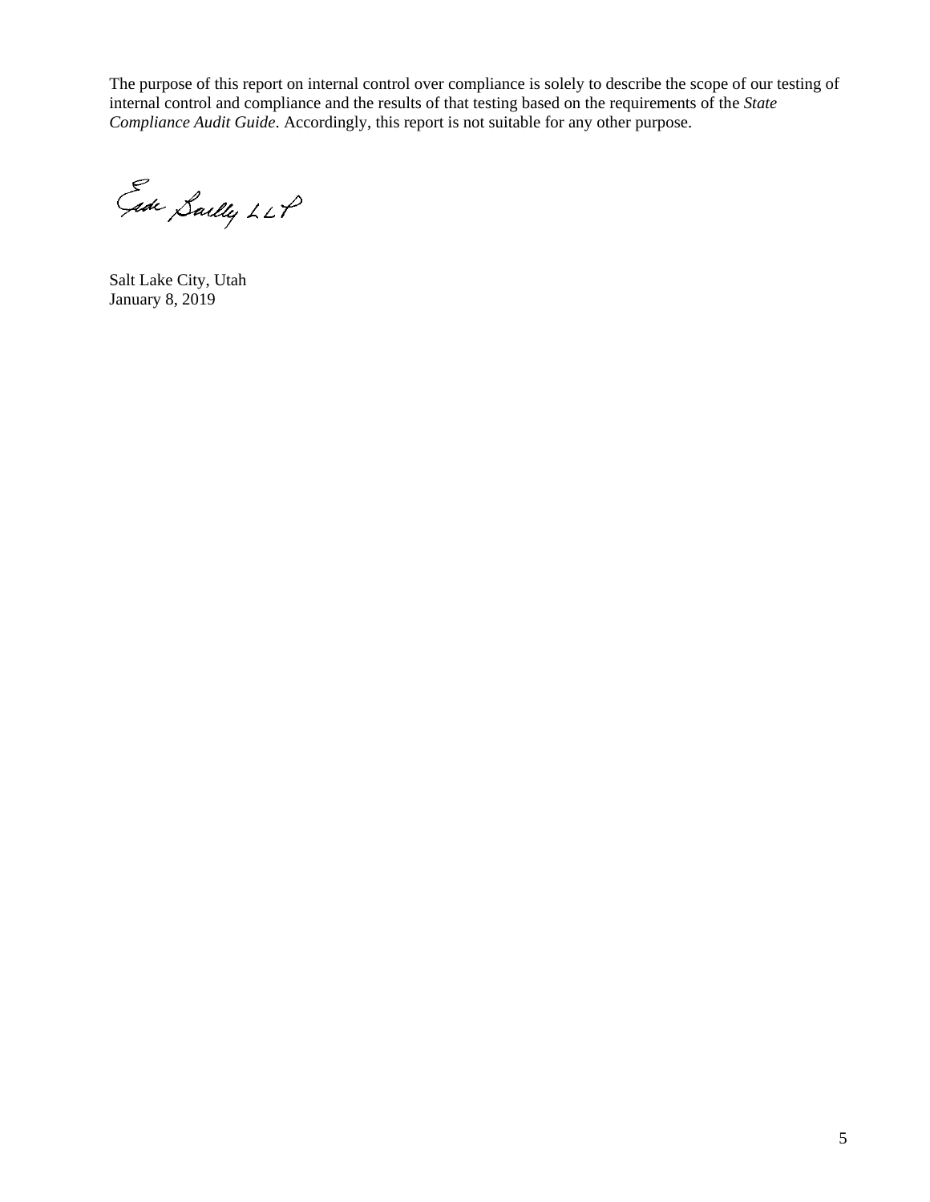The purpose of this report on internal control over compliance is solely to describe the scope of our testing of internal control and compliance and the results of that testing based on the requirements of the *State Compliance Audit Guide*. Accordingly, this report is not suitable for any other purpose.

Eide Bailly LLP

Salt Lake City, Utah
January 8, 2019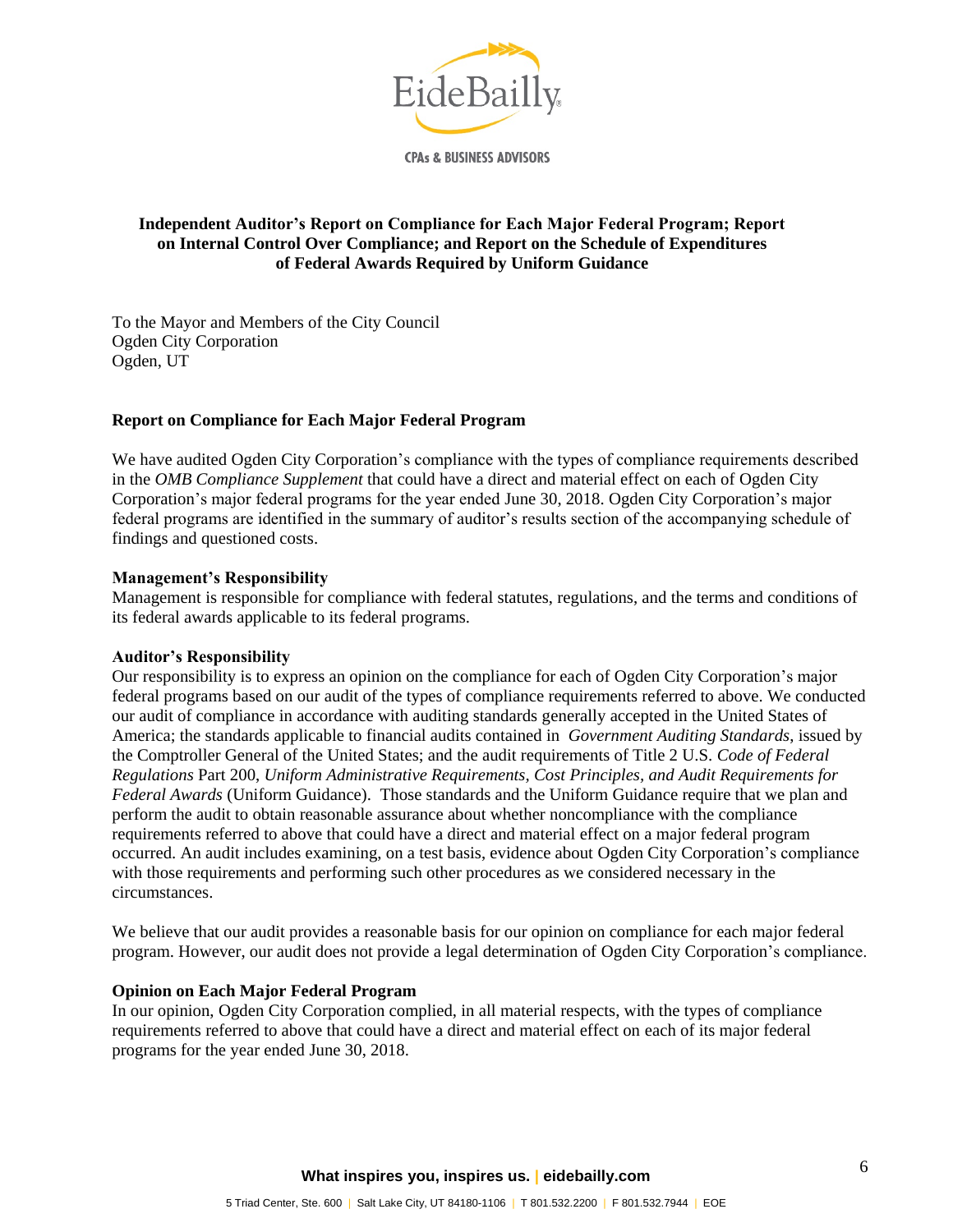# Independent Auditor's Report on Compliance for Each Major Federal Program; Report on Internal Control Over Compliance; and Report on the Schedule of Expenditures of Federal Awards Required by Uniform Guidance

To the Mayor and Members of the City Council
Ogden City Corporation
Ogden, UT

## Report on Compliance for Each Major Federal Program

We have audited Ogden City Corporation's compliance with the types of compliance requirements described in the *OMB Compliance Supplement* that could have a direct and material effect on each of Ogden City Corporation's major federal programs for the year ended June 30, 2018. Ogden City Corporation's major federal programs are identified in the summary of auditor's results section of the accompanying schedule of findings and questioned costs.

**Management's Responsibility**
Management is responsible for compliance with federal statutes, regulations, and the terms and conditions of its federal awards applicable to its federal programs.

**Auditor's Responsibility**
Our responsibility is to express an opinion on the compliance for each of Ogden City Corporation's major federal programs based on our audit of the types of compliance requirements referred to above. We conducted our audit of compliance in accordance with auditing standards generally accepted in the United States of America; the standards applicable to financial audits contained in *Government Auditing Standards*, issued by the Comptroller General of the United States; and the audit requirements of Title 2 U.S. *Code of Federal Regulations* Part 200, *Uniform Administrative Requirements, Cost Principles, and Audit Requirements for Federal Awards* (Uniform Guidance). Those standards and the Uniform Guidance require that we plan and perform the audit to obtain reasonable assurance about whether noncompliance with the compliance requirements referred to above that could have a direct and material effect on a major federal program occurred. An audit includes examining, on a test basis, evidence about Ogden City Corporation's compliance with those requirements and performing such other procedures as we considered necessary in the circumstances.

We believe that our audit provides a reasonable basis for our opinion on compliance for each major federal program. However, our audit does not provide a legal determination of Ogden City Corporation's compliance.

**Opinion on Each Major Federal Program**
In our opinion, Ogden City Corporation complied, in all material respects, with the types of compliance requirements referred to above that could have a direct and material effect on each of its major federal programs for the year ended June 30, 2018.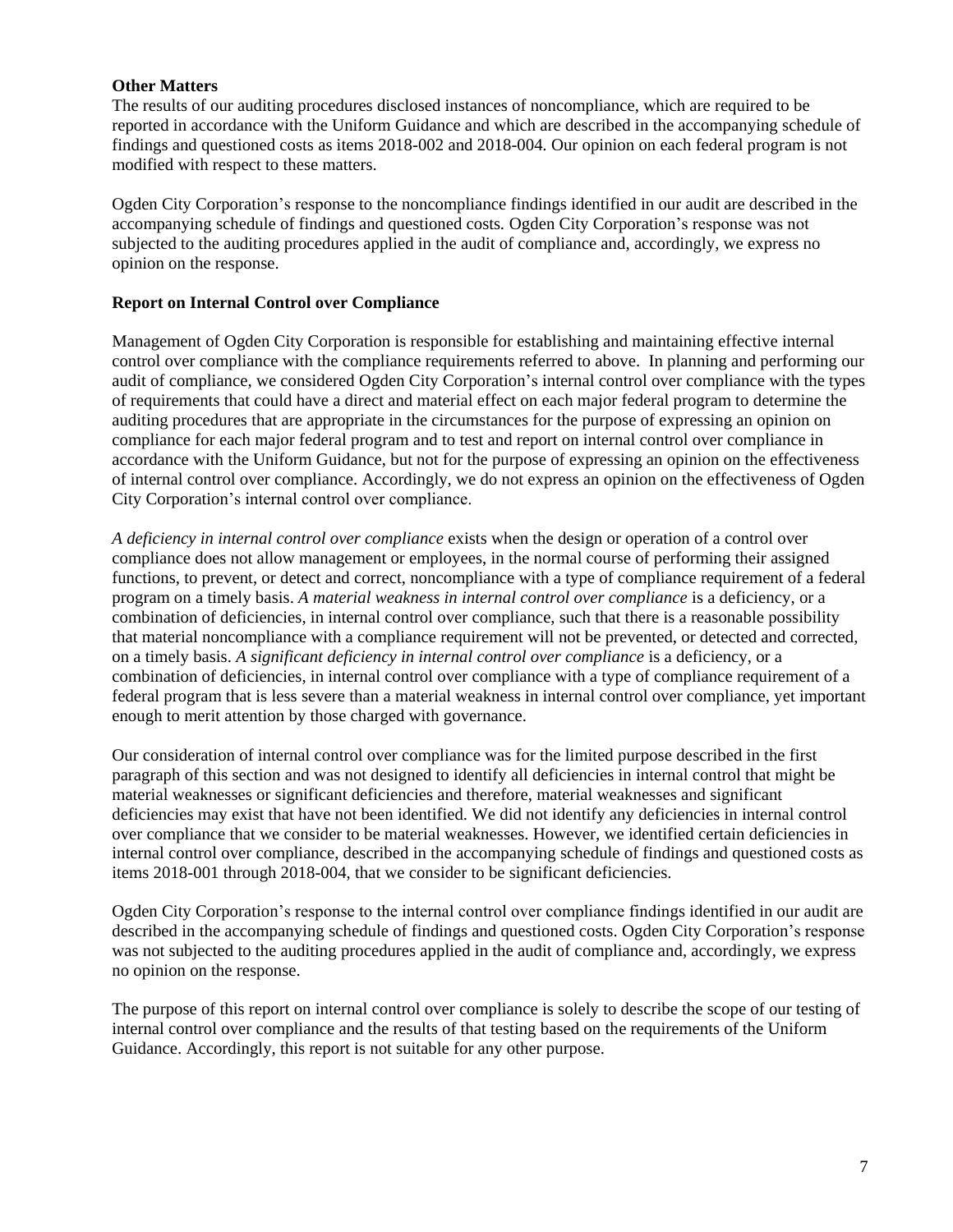**Other Matters**

The results of our auditing procedures disclosed instances of noncompliance, which are required to be reported in accordance with the Uniform Guidance and which are described in the accompanying schedule of findings and questioned costs as items 2018-002 and 2018-004. Our opinion on each federal program is not modified with respect to these matters.

Ogden City Corporation's response to the noncompliance findings identified in our audit are described in the accompanying schedule of findings and questioned costs. Ogden City Corporation's response was not subjected to the auditing procedures applied in the audit of compliance and, accordingly, we express no opinion on the response.

**Report on Internal Control over Compliance**

Management of Ogden City Corporation is responsible for establishing and maintaining effective internal control over compliance with the compliance requirements referred to above. In planning and performing our audit of compliance, we considered Ogden City Corporation's internal control over compliance with the types of requirements that could have a direct and material effect on each major federal program to determine the auditing procedures that are appropriate in the circumstances for the purpose of expressing an opinion on compliance for each major federal program and to test and report on internal control over compliance in accordance with the Uniform Guidance, but not for the purpose of expressing an opinion on the effectiveness of internal control over compliance. Accordingly, we do not express an opinion on the effectiveness of Ogden City Corporation's internal control over compliance.

*A deficiency in internal control over compliance* exists when the design or operation of a control over compliance does not allow management or employees, in the normal course of performing their assigned functions, to prevent, or detect and correct, noncompliance with a type of compliance requirement of a federal program on a timely basis. *A material weakness in internal control over compliance* is a deficiency, or a combination of deficiencies, in internal control over compliance, such that there is a reasonable possibility that material noncompliance with a compliance requirement will not be prevented, or detected and corrected, on a timely basis. *A significant deficiency in internal control over compliance* is a deficiency, or a combination of deficiencies, in internal control over compliance with a type of compliance requirement of a federal program that is less severe than a material weakness in internal control over compliance, yet important enough to merit attention by those charged with governance.

Our consideration of internal control over compliance was for the limited purpose described in the first paragraph of this section and was not designed to identify all deficiencies in internal control that might be material weaknesses or significant deficiencies and therefore, material weaknesses and significant deficiencies may exist that have not been identified. We did not identify any deficiencies in internal control over compliance that we consider to be material weaknesses. However, we identified certain deficiencies in internal control over compliance, described in the accompanying schedule of findings and questioned costs as items 2018-001 through 2018-004, that we consider to be significant deficiencies.

Ogden City Corporation's response to the internal control over compliance findings identified in our audit are described in the accompanying schedule of findings and questioned costs. Ogden City Corporation's response was not subjected to the auditing procedures applied in the audit of compliance and, accordingly, we express no opinion on the response.

The purpose of this report on internal control over compliance is solely to describe the scope of our testing of internal control over compliance and the results of that testing based on the requirements of the Uniform Guidance. Accordingly, this report is not suitable for any other purpose.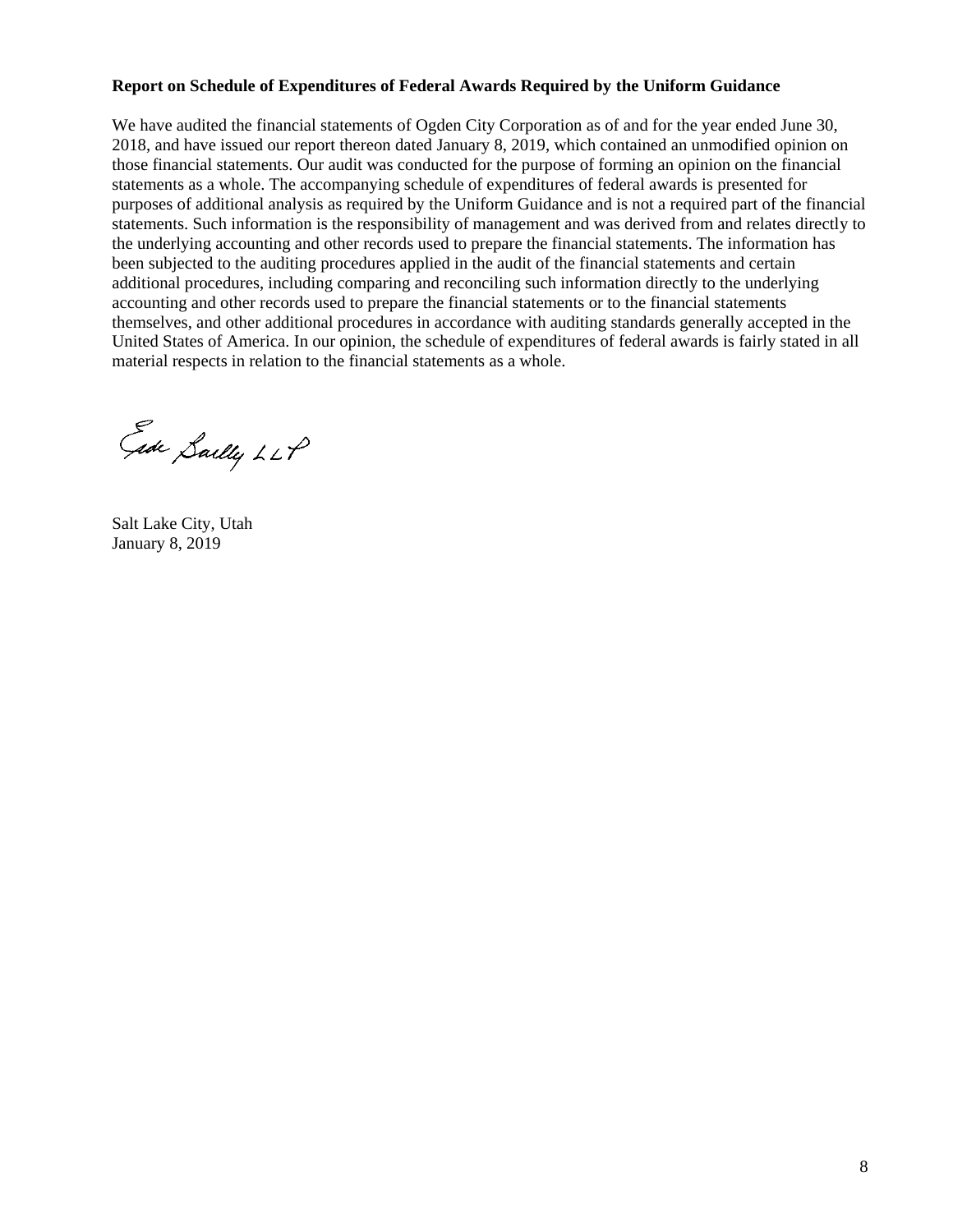**Report on Schedule of Expenditures of Federal Awards Required by the Uniform Guidance**

We have audited the financial statements of Ogden City Corporation as of and for the year ended June 30, 2018, and have issued our report thereon dated January 8, 2019, which contained an unmodified opinion on those financial statements. Our audit was conducted for the purpose of forming an opinion on the financial statements as a whole. The accompanying schedule of expenditures of federal awards is presented for purposes of additional analysis as required by the Uniform Guidance and is not a required part of the financial statements. Such information is the responsibility of management and was derived from and relates directly to the underlying accounting and other records used to prepare the financial statements. The information has been subjected to the auditing procedures applied in the audit of the financial statements and certain additional procedures, including comparing and reconciling such information directly to the underlying accounting and other records used to prepare the financial statements or to the financial statements themselves, and other additional procedures in accordance with auditing standards generally accepted in the United States of America. In our opinion, the schedule of expenditures of federal awards is fairly stated in all material respects in relation to the financial statements as a whole.

Eide Bailly LLP

Salt Lake City, Utah
January 8, 2019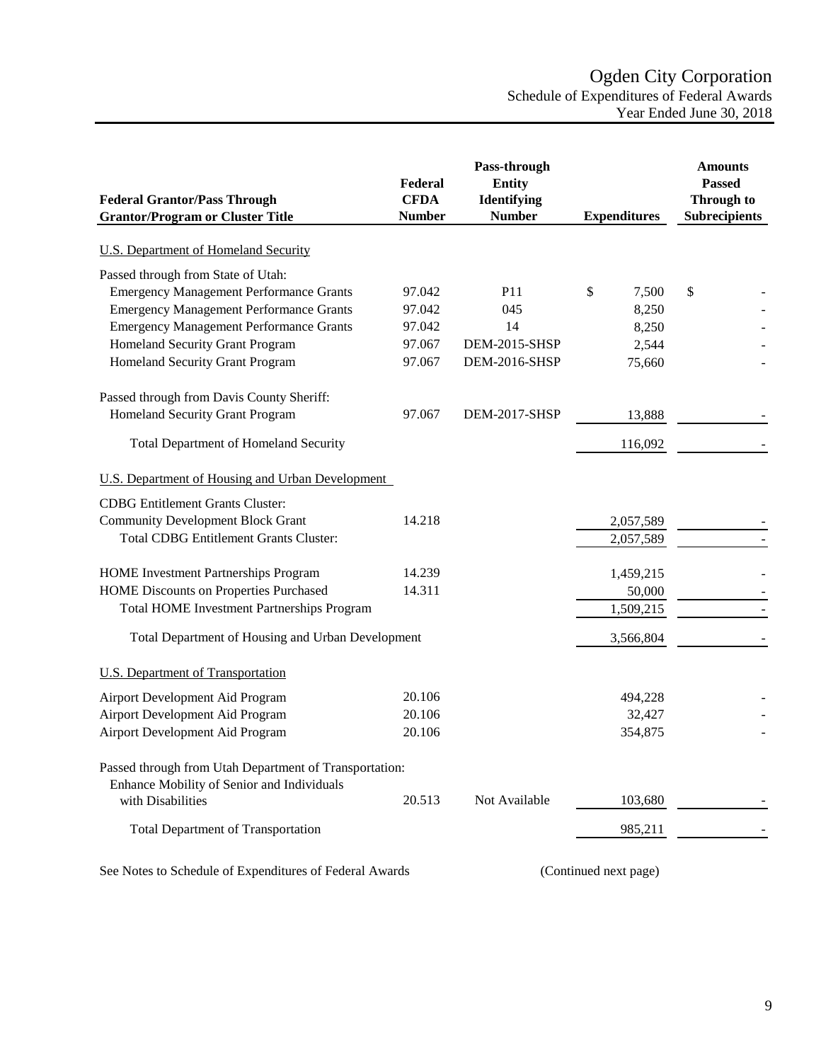# Ogden City Corporation

## Schedule of Expenditures of Federal Awards

### Year Ended June 30, 2018

| Federal Grantor/Pass Through Grantor/Program or Cluster Title | Federal CFDA Number | Pass-through Entity Identifying Number | Expenditures | Amounts Passed Through to Subrecipients |
|---|---|---|---|---|
| U.S. Department of Homeland Security | | | | |
| Passed through from State of Utah: | | | | |
| Emergency Management Performance Grants | 97.042 | P11 | $ 7,500 | $ - |
| Emergency Management Performance Grants | 97.042 | 045 | 8,250 | - |
| Emergency Management Performance Grants | 97.042 | 14 | 8,250 | - |
| Homeland Security Grant Program | 97.067 | DEM-2015-SHSP | 2,544 | - |
| Homeland Security Grant Program | 97.067 | DEM-2016-SHSP | 75,660 | - |
| Passed through from Davis County Sheriff: | | | | |
| Homeland Security Grant Program | 97.067 | DEM-2017-SHSP | 13,888 | - |
| Total Department of Homeland Security | | | 116,092 | - |
| U.S. Department of Housing and Urban Development | | | | |
| CDBG Entitlement Grants Cluster: | | | | |
| Community Development Block Grant | 14.218 | | 2,057,589 | - |
| Total CDBG Entitlement Grants Cluster: | | | 2,057,589 | - |
| HOME Investment Partnerships Program | 14.239 | | 1,459,215 | - |
| HOME Discounts on Properties Purchased | 14.311 | | 50,000 | - |
| Total HOME Investment Partnerships Program | | | 1,509,215 | - |
| Total Department of Housing and Urban Development | | | 3,566,804 | - |
| U.S. Department of Transportation | | | | |
| Airport Development Aid Program | 20.106 | | 494,228 | - |
| Airport Development Aid Program | 20.106 | | 32,427 | - |
| Airport Development Aid Program | 20.106 | | 354,875 | - |
| Passed through from Utah Department of Transportation: | | | | |
| Enhance Mobility of Senior and Individuals with Disabilities | 20.513 | Not Available | 103,680 | - |
| Total Department of Transportation | | | 985,211 | - |

See Notes to Schedule of Expenditures of Federal Awards

(Continued next page)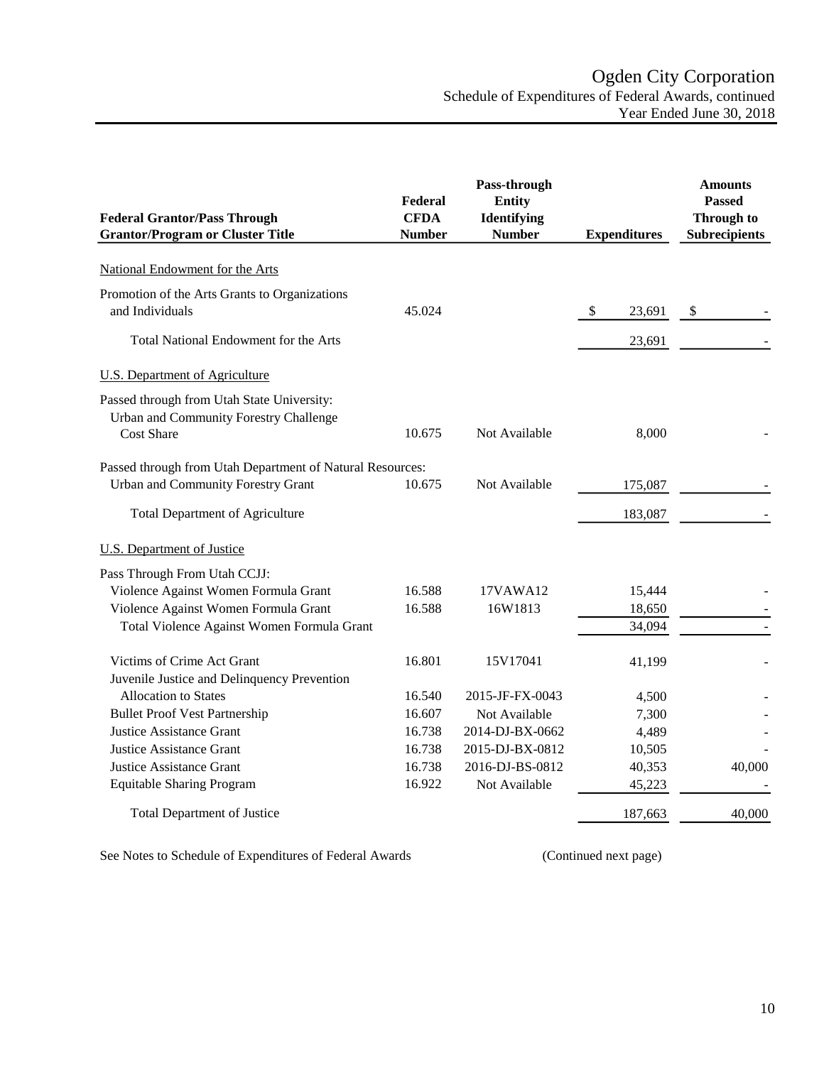# Ogden City Corporation

Schedule of Expenditures of Federal Awards, continued
Year Ended June 30, 2018

| Federal Grantor/Pass Through Grantor/Program or Cluster Title | Federal CFDA Number | Pass-through Entity Identifying Number | Expenditures | Amounts Passed Through to Subrecipients |
|---|---|---|---|---|
| National Endowment for the Arts | | | | |
| Promotion of the Arts Grants to Organizations and Individuals | 45.024 | | $ 23,691 | $ - |
| Total National Endowment for the Arts | | | 23,691 | - |
| U.S. Department of Agriculture | | | | |
| Passed through from Utah State University: | | | | |
| Urban and Community Forestry Challenge Cost Share | 10.675 | Not Available | 8,000 | - |
| Passed through from Utah Department of Natural Resources: | | | | |
| Urban and Community Forestry Grant | 10.675 | Not Available | 175,087 | - |
| Total Department of Agriculture | | | 183,087 | - |
| U.S. Department of Justice | | | | |
| Pass Through From Utah CCJJ: | | | | |
| Violence Against Women Formula Grant | 16.588 | 17VAWA12 | 15,444 | - |
| Violence Against Women Formula Grant | 16.588 | 16W1813 | 18,650 | - |
| Total Violence Against Women Formula Grant | | | 34,094 | - |
| Victims of Crime Act Grant | 16.801 | 15V17041 | 41,199 | - |
| Juvenile Justice and Delinquency Prevention Allocation to States | 16.540 | 2015-JF-FX-0043 | 4,500 | - |
| Bullet Proof Vest Partnership | 16.607 | Not Available | 7,300 | - |
| Justice Assistance Grant | 16.738 | 2014-DJ-BX-0662 | 4,489 | - |
| Justice Assistance Grant | 16.738 | 2015-DJ-BX-0812 | 10,505 | - |
| Justice Assistance Grant | 16.738 | 2016-DJ-BS-0812 | 40,353 | 40,000 |
| Equitable Sharing Program | 16.922 | Not Available | 45,223 | - |
| Total Department of Justice | | | 187,663 | 40,000 |

See Notes to Schedule of Expenditures of Federal Awards (Continued next page)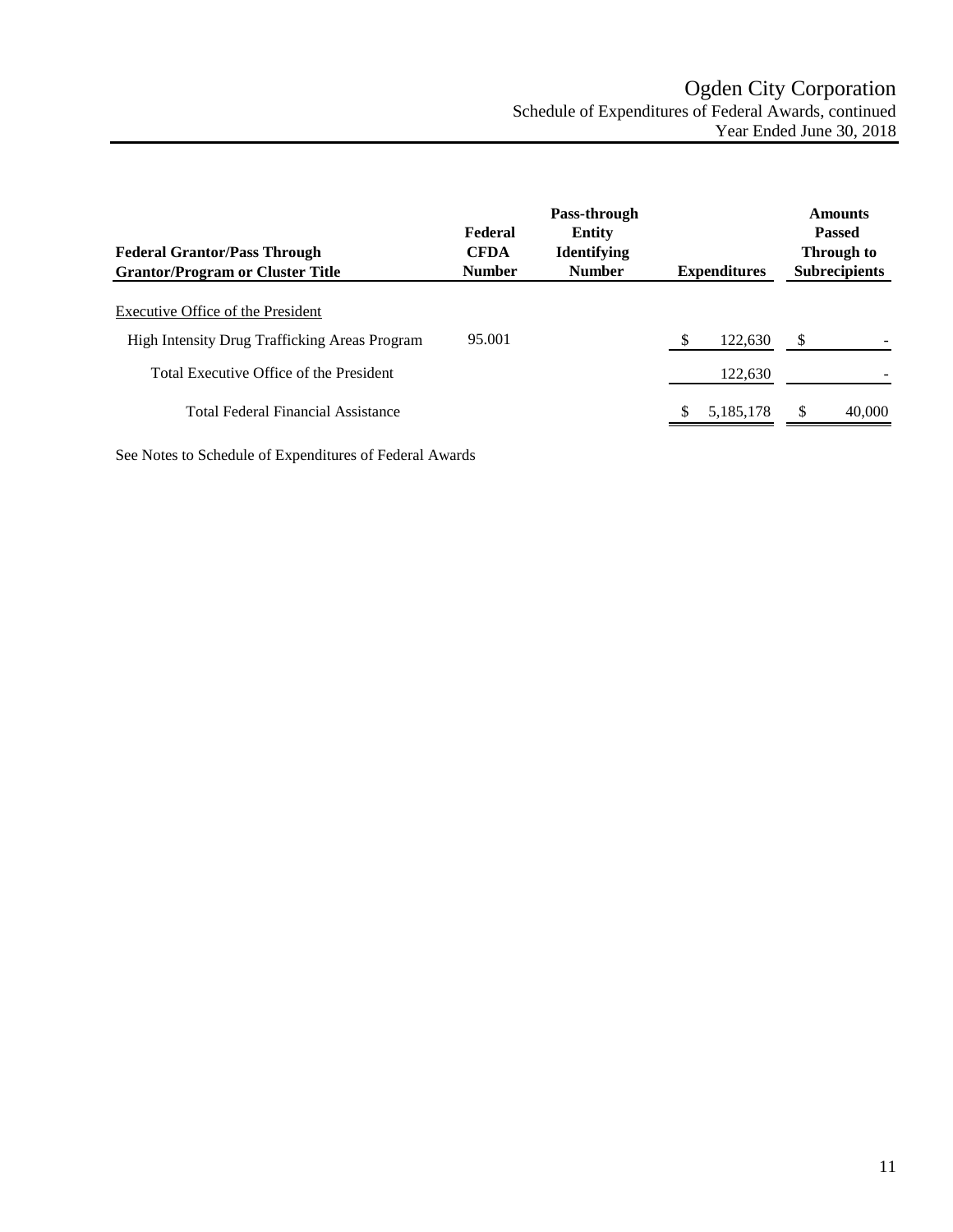# Ogden City Corporation

Schedule of Expenditures of Federal Awards, continued

Year Ended June 30, 2018

| Federal Grantor/Pass Through Grantor/Program or Cluster Title | Federal CFDA Number | Pass-through Entity Identifying Number | Expenditures | Amounts Passed Through to Subrecipients |
|---|---|---|---|---|
| Executive Office of the President | | | | |
| High Intensity Drug Trafficking Areas Program | 95.001 | | $ 122,630 | $ - |
| Total Executive Office of the President | | | 122,630 | - |
| Total Federal Financial Assistance | | | $ 5,185,178 | $ 40,000 |

See Notes to Schedule of Expenditures of Federal Awards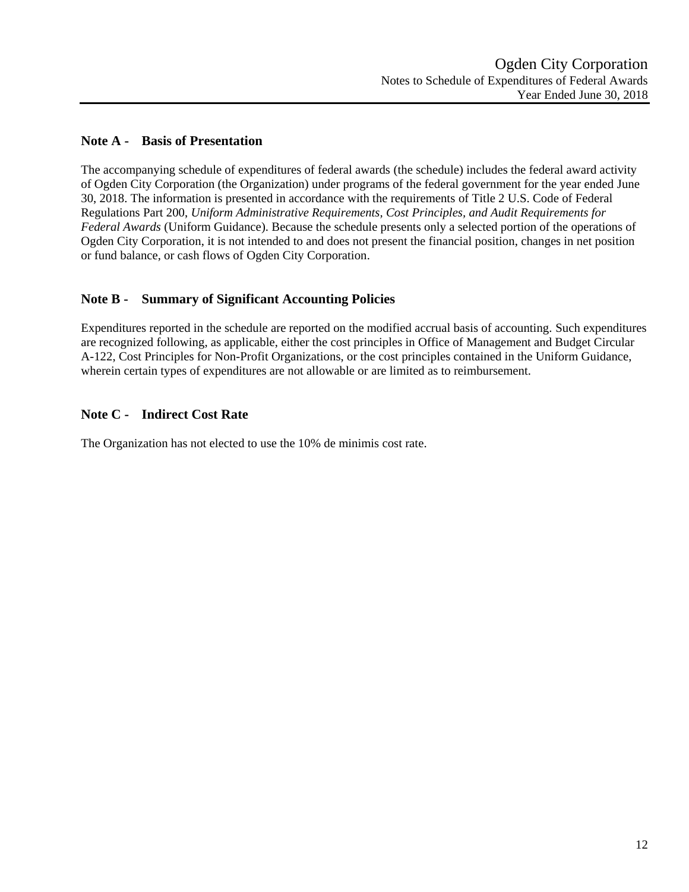## Note A - Basis of Presentation

The accompanying schedule of expenditures of federal awards (the schedule) includes the federal award activity of Ogden City Corporation (the Organization) under programs of the federal government for the year ended June 30, 2018. The information is presented in accordance with the requirements of Title 2 U.S. Code of Federal Regulations Part 200, *Uniform Administrative Requirements, Cost Principles, and Audit Requirements for Federal Awards* (Uniform Guidance). Because the schedule presents only a selected portion of the operations of Ogden City Corporation, it is not intended to and does not present the financial position, changes in net position or fund balance, or cash flows of Ogden City Corporation.

## Note B - Summary of Significant Accounting Policies

Expenditures reported in the schedule are reported on the modified accrual basis of accounting. Such expenditures are recognized following, as applicable, either the cost principles in Office of Management and Budget Circular A-122, Cost Principles for Non-Profit Organizations, or the cost principles contained in the Uniform Guidance, wherein certain types of expenditures are not allowable or are limited as to reimbursement.

## Note C - Indirect Cost Rate

The Organization has not elected to use the 10% de minimis cost rate.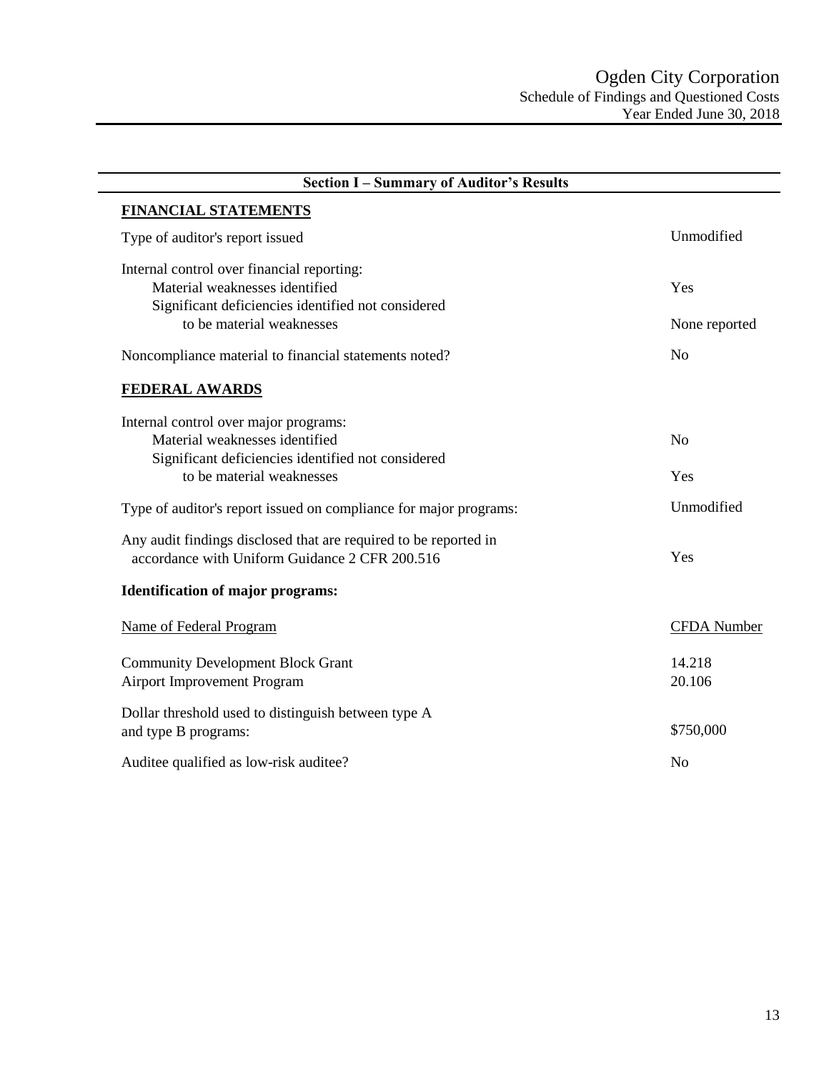# Ogden City Corporation

## Schedule of Findings and Questioned Costs

### Year Ended June 30, 2018

## Section I – Summary of Auditor's Results

**FINANCIAL STATEMENTS**

| | |
|---|---|
| Type of auditor's report issued | Unmodified |
| Internal control over financial reporting: | |
| Material weaknesses identified | Yes |
| Significant deficiencies identified not considered to be material weaknesses | None reported |
| Noncompliance material to financial statements noted? | No |

**FEDERAL AWARDS**

| | |
|---|---|
| Internal control over major programs: | |
| Material weaknesses identified | No |
| Significant deficiencies identified not considered to be material weaknesses | Yes |
| Type of auditor's report issued on compliance for major programs: | Unmodified |
| Any audit findings disclosed that are required to be reported in accordance with Uniform Guidance 2 CFR 200.516 | Yes |

**Identification of major programs:**

| Name of Federal Program | CFDA Number |
|---|---|
| Community Development Block Grant | 14.218 |
| Airport Improvement Program | 20.106 |

| | |
|---|---|
| Dollar threshold used to distinguish between type A and type B programs: | \$750,000 |
| Auditee qualified as low-risk auditee? | No |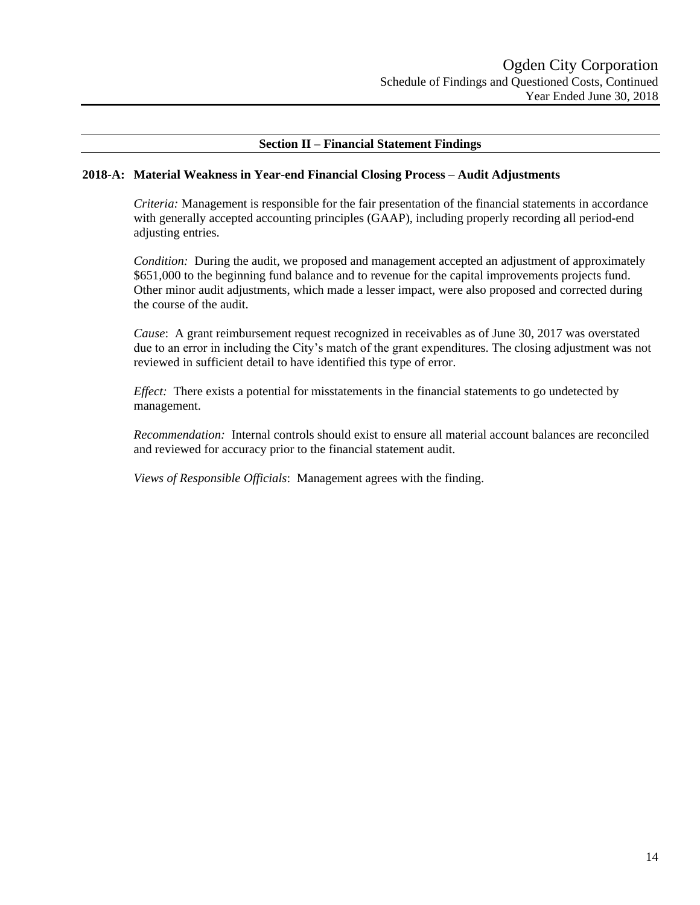## Section II – Financial Statement Findings

### 2018-A: Material Weakness in Year-end Financial Closing Process – Audit Adjustments

*Criteria:* Management is responsible for the fair presentation of the financial statements in accordance with generally accepted accounting principles (GAAP), including properly recording all period-end adjusting entries.

*Condition:* During the audit, we proposed and management accepted an adjustment of approximately $651,000 to the beginning fund balance and to revenue for the capital improvements projects fund. Other minor audit adjustments, which made a lesser impact, were also proposed and corrected during the course of the audit.

*Cause*: A grant reimbursement request recognized in receivables as of June 30, 2017 was overstated due to an error in including the City's match of the grant expenditures. The closing adjustment was not reviewed in sufficient detail to have identified this type of error.

*Effect:* There exists a potential for misstatements in the financial statements to go undetected by management.

*Recommendation:* Internal controls should exist to ensure all material account balances are reconciled and reviewed for accuracy prior to the financial statement audit.

*Views of Responsible Officials*: Management agrees with the finding.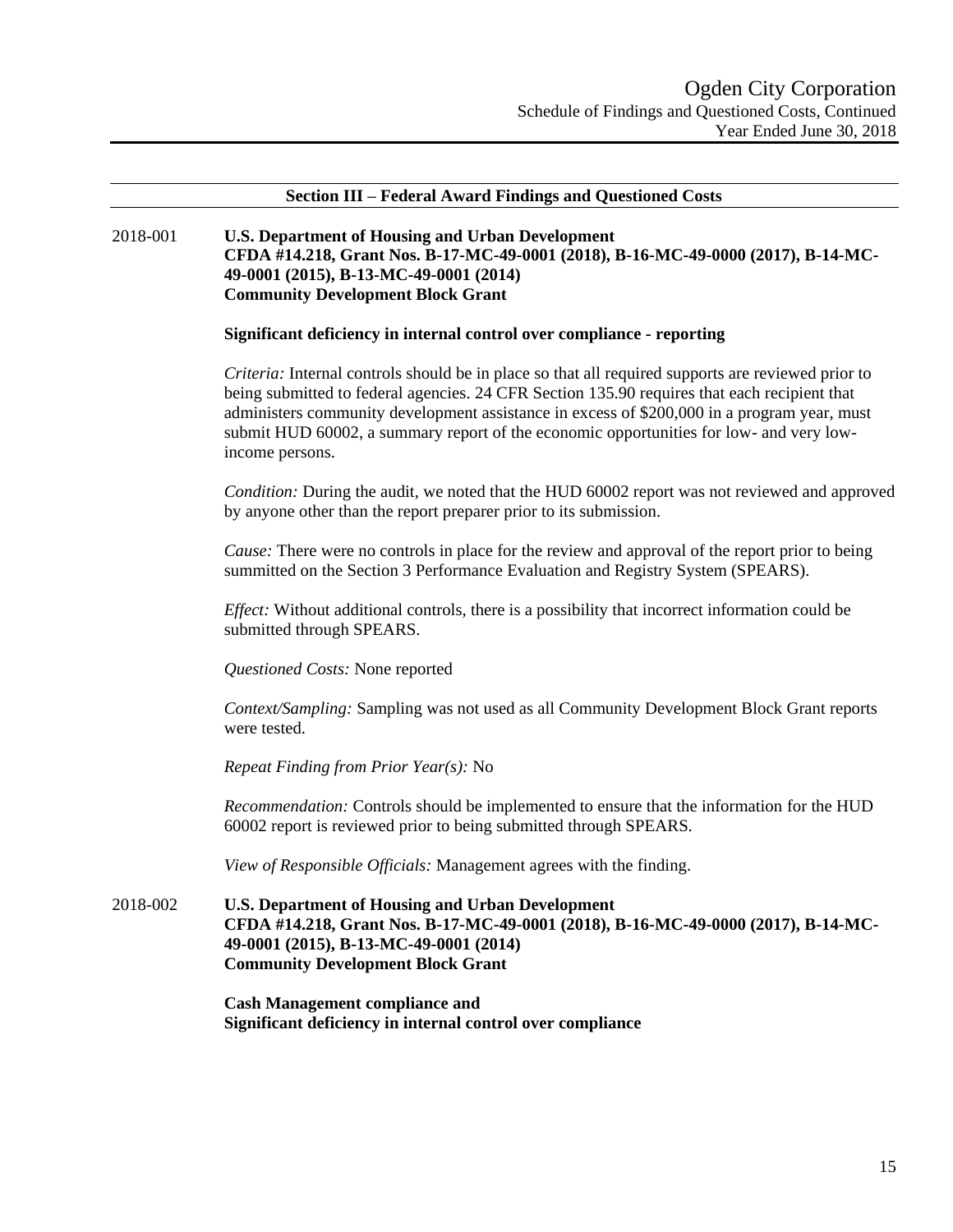## Section III – Federal Award Findings and Questioned Costs

2018-001 **U.S. Department of Housing and Urban Development**
**CFDA #14.218, Grant Nos. B-17-MC-49-0001 (2018), B-16-MC-49-0000 (2017), B-14-MC-49-0001 (2015), B-13-MC-49-0001 (2014)**
**Community Development Block Grant**

**Significant deficiency in internal control over compliance - reporting**

*Criteria:* Internal controls should be in place so that all required supports are reviewed prior to being submitted to federal agencies. 24 CFR Section 135.90 requires that each recipient that administers community development assistance in excess of $200,000 in a program year, must submit HUD 60002, a summary report of the economic opportunities for low- and very low-income persons.

*Condition:* During the audit, we noted that the HUD 60002 report was not reviewed and approved by anyone other than the report preparer prior to its submission.

*Cause:* There were no controls in place for the review and approval of the report prior to being summitted on the Section 3 Performance Evaluation and Registry System (SPEARS).

*Effect:* Without additional controls, there is a possibility that incorrect information could be submitted through SPEARS.

*Questioned Costs:* None reported

*Context/Sampling:* Sampling was not used as all Community Development Block Grant reports were tested.

*Repeat Finding from Prior Year(s):* No

*Recommendation:* Controls should be implemented to ensure that the information for the HUD 60002 report is reviewed prior to being submitted through SPEARS.

*View of Responsible Officials:* Management agrees with the finding.

2018-002 **U.S. Department of Housing and Urban Development**
**CFDA #14.218, Grant Nos. B-17-MC-49-0001 (2018), B-16-MC-49-0000 (2017), B-14-MC-49-0001 (2015), B-13-MC-49-0001 (2014)**
**Community Development Block Grant**

**Cash Management compliance and**
**Significant deficiency in internal control over compliance**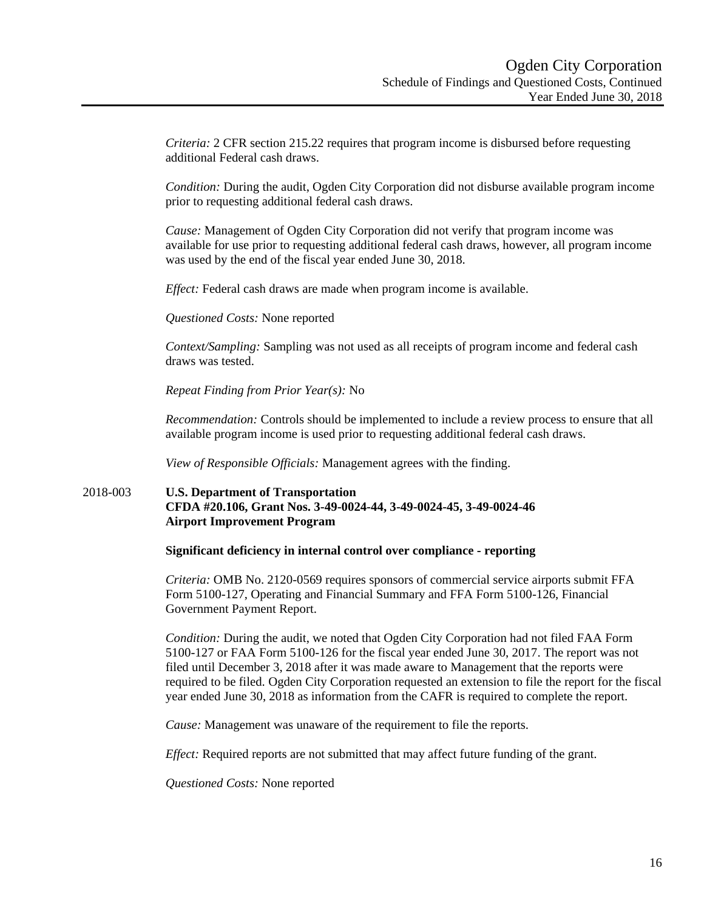*Criteria:* 2 CFR section 215.22 requires that program income is disbursed before requesting additional Federal cash draws.

*Condition:* During the audit, Ogden City Corporation did not disburse available program income prior to requesting additional federal cash draws.

*Cause:* Management of Ogden City Corporation did not verify that program income was available for use prior to requesting additional federal cash draws, however, all program income was used by the end of the fiscal year ended June 30, 2018.

*Effect:* Federal cash draws are made when program income is available.

*Questioned Costs:* None reported

*Context/Sampling:* Sampling was not used as all receipts of program income and federal cash draws was tested.

*Repeat Finding from Prior Year(s):* No

*Recommendation:* Controls should be implemented to include a review process to ensure that all available program income is used prior to requesting additional federal cash draws.

*View of Responsible Officials:* Management agrees with the finding.

2018-003 **U.S. Department of Transportation**
**CFDA #20.106, Grant Nos. 3-49-0024-44, 3-49-0024-45, 3-49-0024-46**
**Airport Improvement Program**

**Significant deficiency in internal control over compliance - reporting**

*Criteria:* OMB No. 2120-0569 requires sponsors of commercial service airports submit FFA Form 5100-127, Operating and Financial Summary and FFA Form 5100-126, Financial Government Payment Report.

*Condition:* During the audit, we noted that Ogden City Corporation had not filed FAA Form 5100-127 or FAA Form 5100-126 for the fiscal year ended June 30, 2017. The report was not filed until December 3, 2018 after it was made aware to Management that the reports were required to be filed. Ogden City Corporation requested an extension to file the report for the fiscal year ended June 30, 2018 as information from the CAFR is required to complete the report.

*Cause:* Management was unaware of the requirement to file the reports.

*Effect:* Required reports are not submitted that may affect future funding of the grant.

*Questioned Costs:* None reported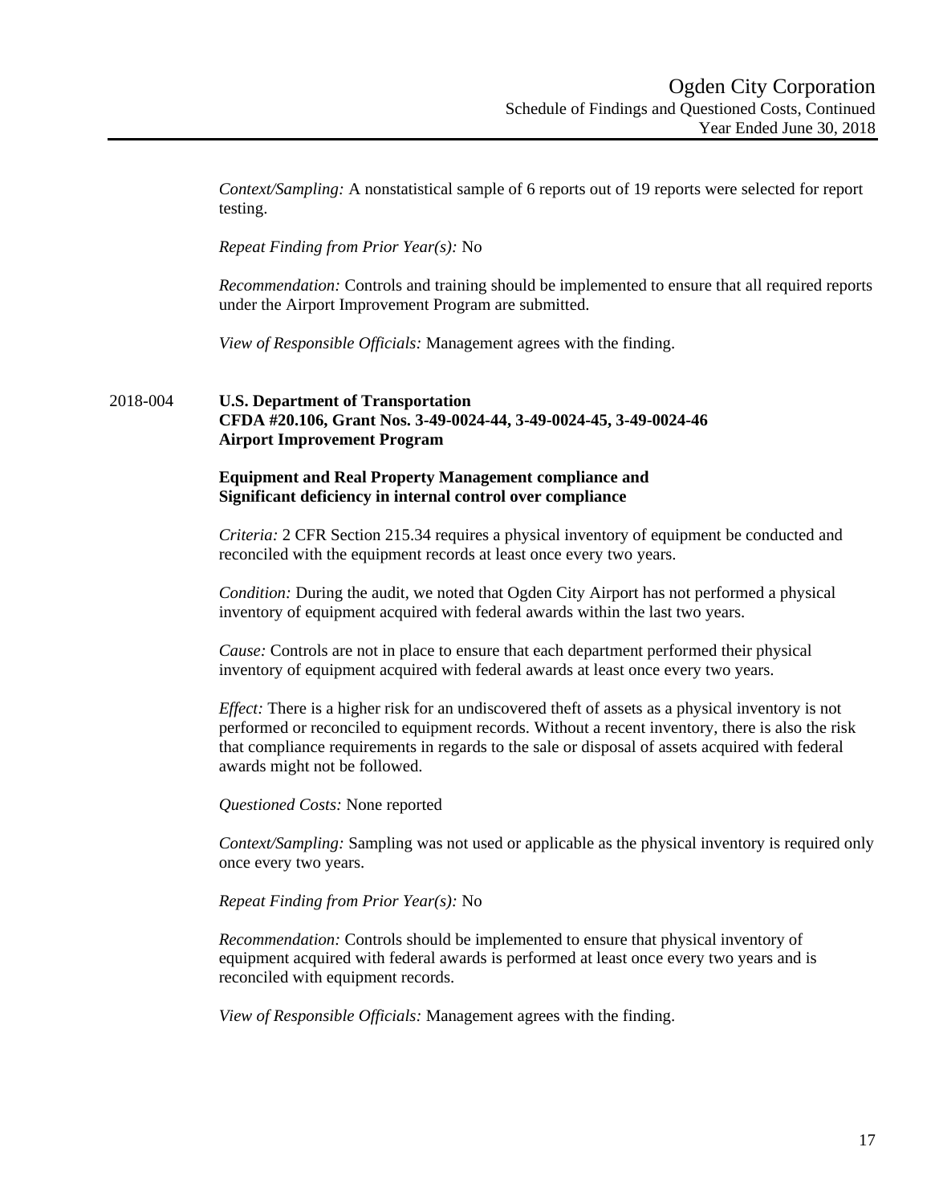*Context/Sampling:* A nonstatistical sample of 6 reports out of 19 reports were selected for report testing.

*Repeat Finding from Prior Year(s):* No

*Recommendation:* Controls and training should be implemented to ensure that all required reports under the Airport Improvement Program are submitted.

*View of Responsible Officials:* Management agrees with the finding.

2018-004 **U.S. Department of Transportation**
**CFDA #20.106, Grant Nos. 3-49-0024-44, 3-49-0024-45, 3-49-0024-46**
**Airport Improvement Program**

**Equipment and Real Property Management compliance and**
**Significant deficiency in internal control over compliance**

*Criteria:* 2 CFR Section 215.34 requires a physical inventory of equipment be conducted and reconciled with the equipment records at least once every two years.

*Condition:* During the audit, we noted that Ogden City Airport has not performed a physical inventory of equipment acquired with federal awards within the last two years.

*Cause:* Controls are not in place to ensure that each department performed their physical inventory of equipment acquired with federal awards at least once every two years.

*Effect:* There is a higher risk for an undiscovered theft of assets as a physical inventory is not performed or reconciled to equipment records. Without a recent inventory, there is also the risk that compliance requirements in regards to the sale or disposal of assets acquired with federal awards might not be followed.

*Questioned Costs:* None reported

*Context/Sampling:* Sampling was not used or applicable as the physical inventory is required only once every two years.

*Repeat Finding from Prior Year(s):* No

*Recommendation:* Controls should be implemented to ensure that physical inventory of equipment acquired with federal awards is performed at least once every two years and is reconciled with equipment records.

*View of Responsible Officials:* Management agrees with the finding.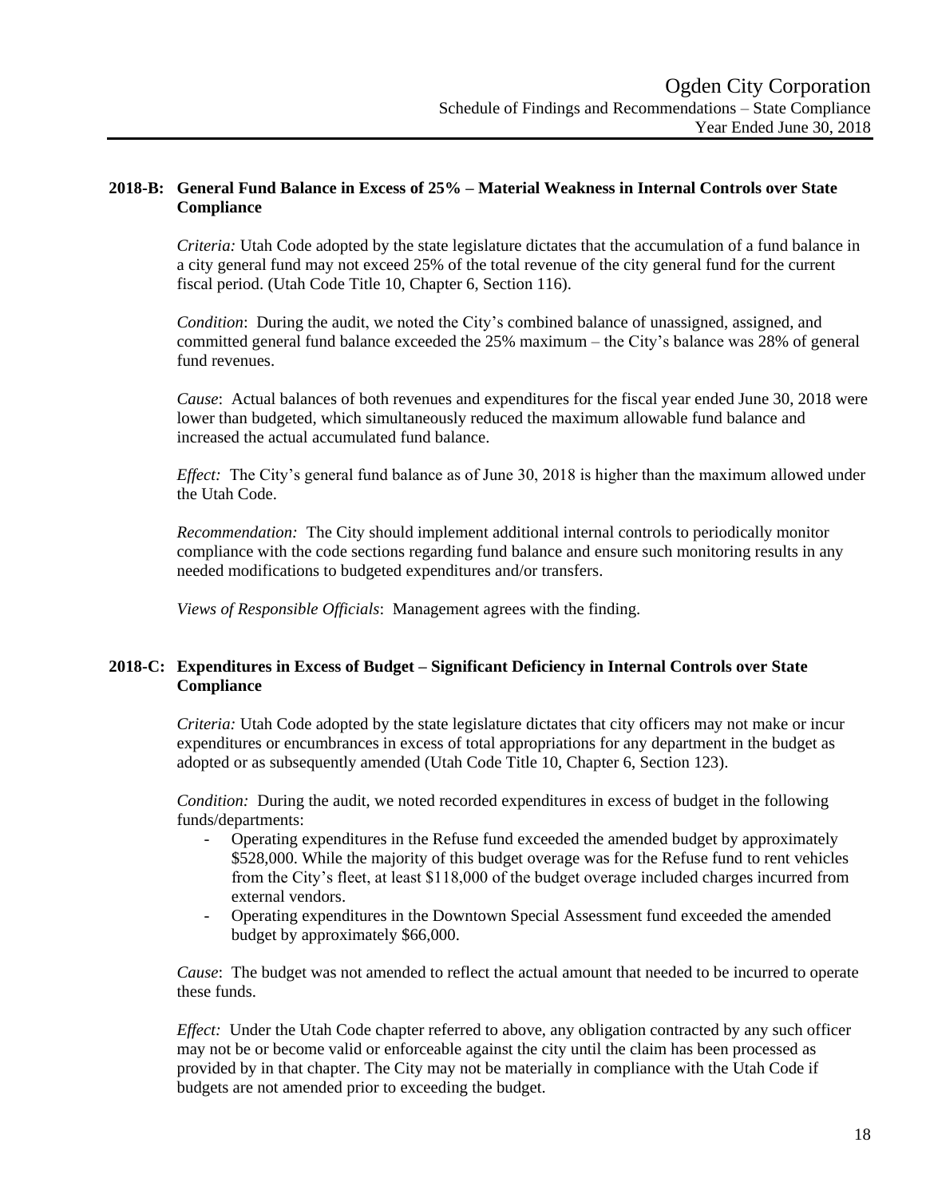### 2018-B: General Fund Balance in Excess of 25% – Material Weakness in Internal Controls over State Compliance

*Criteria:* Utah Code adopted by the state legislature dictates that the accumulation of a fund balance in a city general fund may not exceed 25% of the total revenue of the city general fund for the current fiscal period. (Utah Code Title 10, Chapter 6, Section 116).

*Condition*: During the audit, we noted the City's combined balance of unassigned, assigned, and committed general fund balance exceeded the 25% maximum – the City's balance was 28% of general fund revenues.

*Cause*: Actual balances of both revenues and expenditures for the fiscal year ended June 30, 2018 were lower than budgeted, which simultaneously reduced the maximum allowable fund balance and increased the actual accumulated fund balance.

*Effect:* The City's general fund balance as of June 30, 2018 is higher than the maximum allowed under the Utah Code.

*Recommendation:* The City should implement additional internal controls to periodically monitor compliance with the code sections regarding fund balance and ensure such monitoring results in any needed modifications to budgeted expenditures and/or transfers.

*Views of Responsible Officials*: Management agrees with the finding.

### 2018-C: Expenditures in Excess of Budget – Significant Deficiency in Internal Controls over State Compliance

*Criteria:* Utah Code adopted by the state legislature dictates that city officers may not make or incur expenditures or encumbrances in excess of total appropriations for any department in the budget as adopted or as subsequently amended (Utah Code Title 10, Chapter 6, Section 123).

*Condition:* During the audit, we noted recorded expenditures in excess of budget in the following funds/departments:

- Operating expenditures in the Refuse fund exceeded the amended budget by approximately \$528,000. While the majority of this budget overage was for the Refuse fund to rent vehicles from the City's fleet, at least \$118,000 of the budget overage included charges incurred from external vendors.
- Operating expenditures in the Downtown Special Assessment fund exceeded the amended budget by approximately \$66,000.

*Cause*: The budget was not amended to reflect the actual amount that needed to be incurred to operate these funds.

*Effect:* Under the Utah Code chapter referred to above, any obligation contracted by any such officer may not be or become valid or enforceable against the city until the claim has been processed as provided by in that chapter. The City may not be materially in compliance with the Utah Code if budgets are not amended prior to exceeding the budget.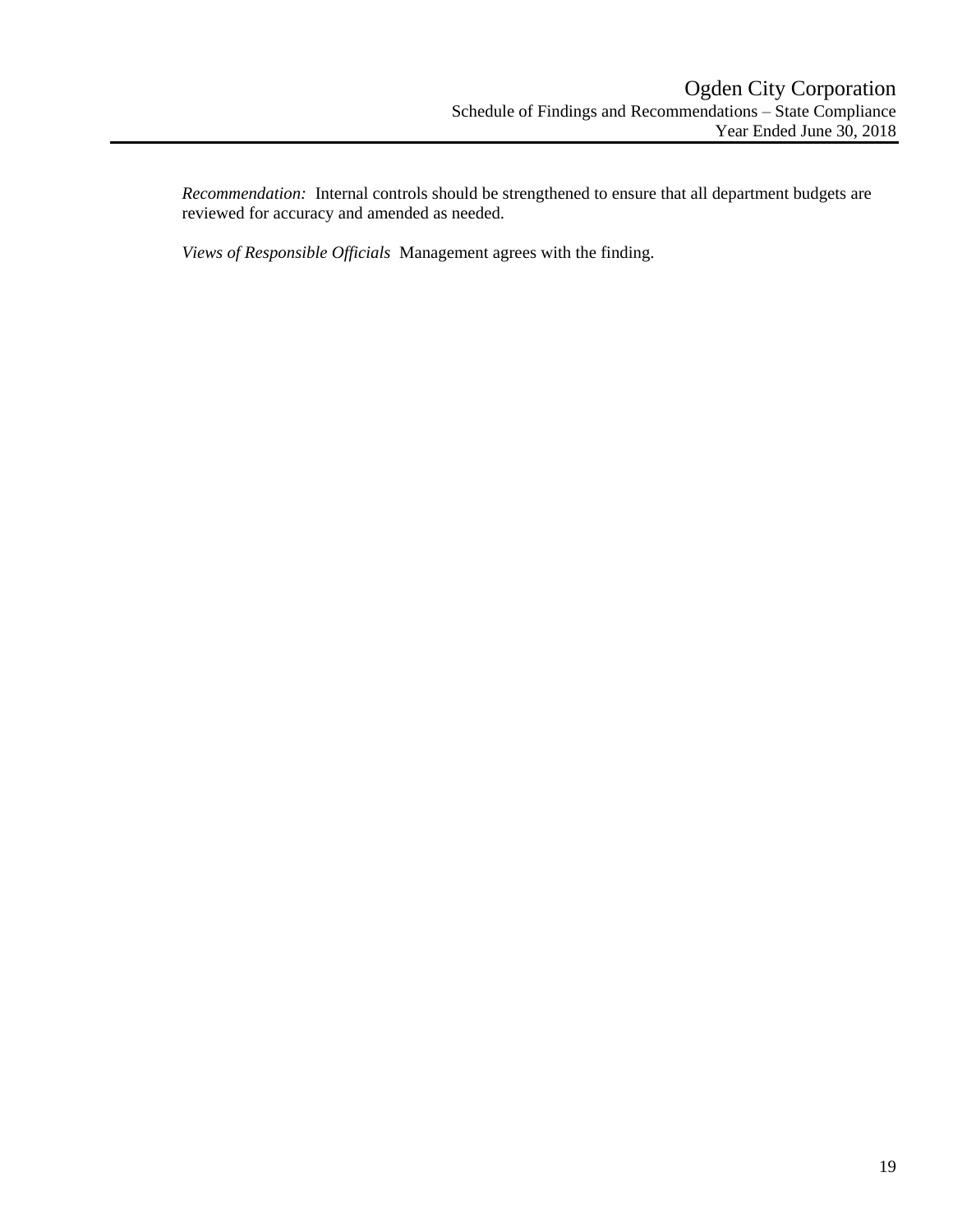*Recommendation:* Internal controls should be strengthened to ensure that all department budgets are reviewed for accuracy and amended as needed.

*Views of Responsible Officials* Management agrees with the finding.